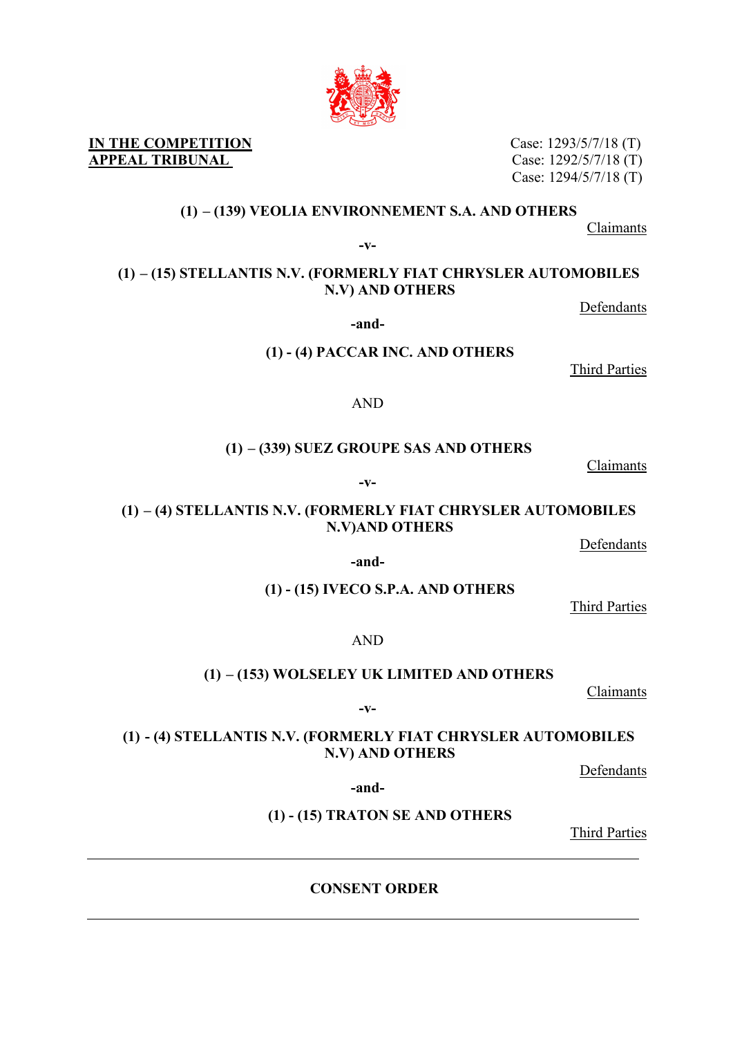**IN THE COMPETITION APPEAL TRIBUNAL**

Case: 1293/5/7/18 (T)
Case: 1292/5/7/18 (T)
Case: 1294/5/7/18 (T)

**(1) – (139) VEOLIA ENVIRONNEMENT S.A. AND OTHERS**

Claimants

**-v-**

**(1) – (15) STELLANTIS N.V. (FORMERLY FIAT CHRYSLER AUTOMOBILES N.V) AND OTHERS**

Defendants

**-and-**

**(1) - (4) PACCAR INC. AND OTHERS**

Third Parties

AND

**(1) – (339) SUEZ GROUPE SAS AND OTHERS**

Claimants

**-v-**

**(1) – (4) STELLANTIS N.V. (FORMERLY FIAT CHRYSLER AUTOMOBILES N.V)AND OTHERS**

Defendants

**-and-**

**(1) - (15) IVECO S.P.A. AND OTHERS**

Third Parties

AND

**(1) – (153) WOLSELEY UK LIMITED AND OTHERS**

Claimants

**-v-**

**(1) - (4) STELLANTIS N.V. (FORMERLY FIAT CHRYSLER AUTOMOBILES N.V) AND OTHERS**

Defendants

**-and-**

**(1) - (15) TRATON SE AND OTHERS**

Third Parties

---

**CONSENT ORDER**

---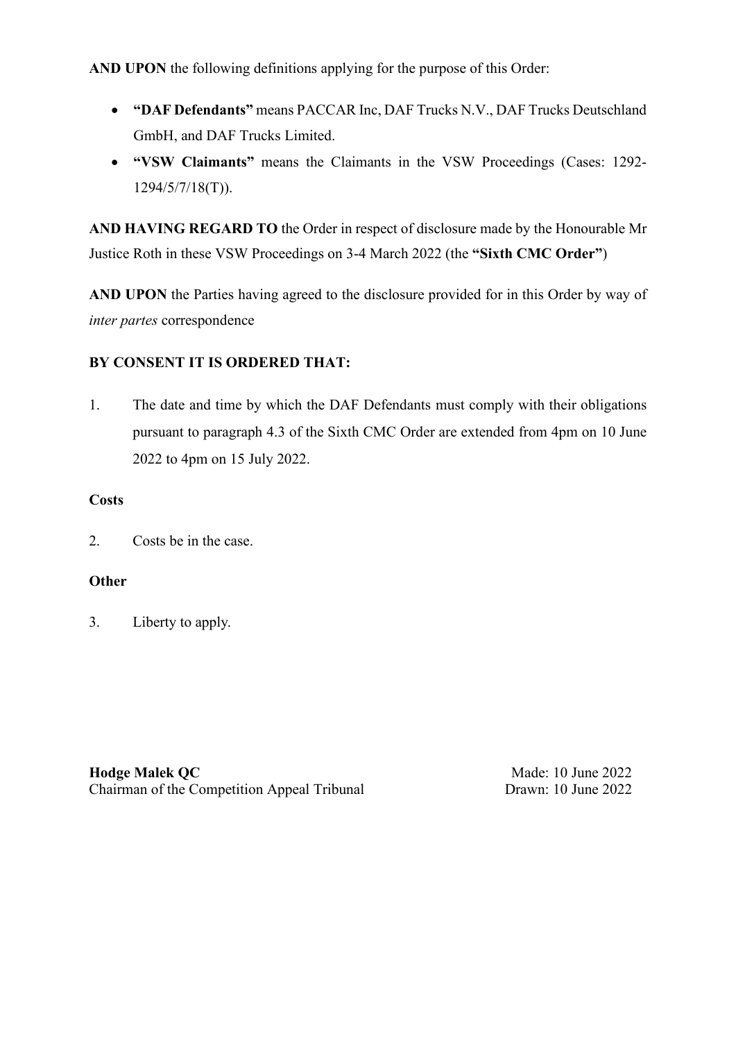**AND UPON** the following definitions applying for the purpose of this Order:

- **"DAF Defendants"** means PACCAR Inc, DAF Trucks N.V., DAF Trucks Deutschland GmbH, and DAF Trucks Limited.
- **"VSW Claimants"** means the Claimants in the VSW Proceedings (Cases: 1292-1294/5/7/18(T)).

**AND HAVING REGARD TO** the Order in respect of disclosure made by the Honourable Mr Justice Roth in these VSW Proceedings on 3-4 March 2022 (the **"Sixth CMC Order"**)

**AND UPON** the Parties having agreed to the disclosure provided for in this Order by way of *inter partes* correspondence

**BY CONSENT IT IS ORDERED THAT:**

1. The date and time by which the DAF Defendants must comply with their obligations pursuant to paragraph 4.3 of the Sixth CMC Order are extended from 4pm on 10 June 2022 to 4pm on 15 July 2022.

**Costs**

2. Costs be in the case.

**Other**

3. Liberty to apply.

**Hodge Malek QC**
Chairman of the Competition Appeal Tribunal

Made: 10 June 2022
Drawn: 10 June 2022